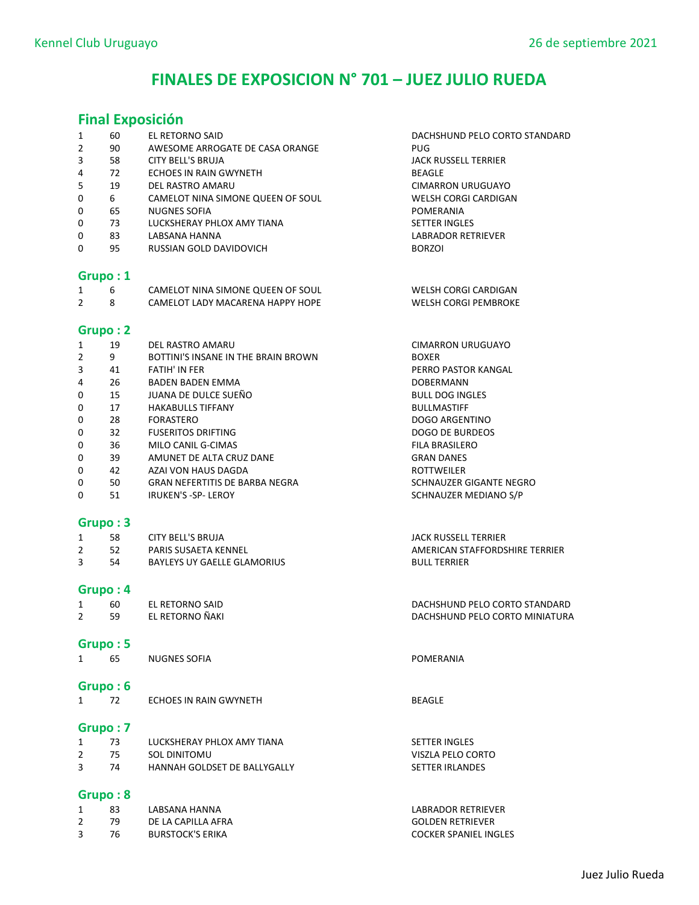Kennel Club Uruguayo 26 de septiembre 2021

# FINALES DE EXPOSICION N° 701 – JUEZ JULIO RUEDA

## Final Exposición

| | | | |
|---|---|---|---|
| 1 | 60 | EL RETORNO SAID | DACHSHUND PELO CORTO STANDARD |
| 2 | 90 | AWESOME ARROGATE DE CASA ORANGE | PUG |
| 3 | 58 | CITY BELL'S BRUJA | JACK RUSSELL TERRIER |
| 4 | 72 | ECHOES IN RAIN GWYNETH | BEAGLE |
| 5 | 19 | DEL RASTRO AMARU | CIMARRON URUGUAYO |
| 0 | 6 | CAMELOT NINA SIMONE QUEEN OF SOUL | WELSH CORGI CARDIGAN |
| 0 | 65 | NUGNES SOFIA | POMERANIA |
| 0 | 73 | LUCKSHERAY PHLOX AMY TIANA | SETTER INGLES |
| 0 | 83 | LABSANA HANNA | LABRADOR RETRIEVER |
| 0 | 95 | RUSSIAN GOLD DAVIDOVICH | BORZOI |

## Grupo : 1

| | | | |
|---|---|---|---|
| 1 | 6 | CAMELOT NINA SIMONE QUEEN OF SOUL | WELSH CORGI CARDIGAN |
| 2 | 8 | CAMELOT LADY MACARENA HAPPY HOPE | WELSH CORGI PEMBROKE |

## Grupo : 2

| | | | |
|---|---|---|---|
| 1 | 19 | DEL RASTRO AMARU | CIMARRON URUGUAYO |
| 2 | 9 | BOTTINI'S INSANE IN THE BRAIN BROWN | BOXER |
| 3 | 41 | FATIH' IN FER | PERRO PASTOR KANGAL |
| 4 | 26 | BADEN BADEN EMMA | DOBERMANN |
| 0 | 15 | JUANA DE DULCE SUEÑO | BULL DOG INGLES |
| 0 | 17 | HAKABULLS TIFFANY | BULLMASTIFF |
| 0 | 28 | FORASTERO | DOGO ARGENTINO |
| 0 | 32 | FUSERITOS DRIFTING | DOGO DE BURDEOS |
| 0 | 36 | MILO CANIL G-CIMAS | FILA BRASILERO |
| 0 | 39 | AMUNET DE ALTA CRUZ DANE | GRAN DANES |
| 0 | 42 | AZAI VON HAUS DAGDA | ROTTWEILER |
| 0 | 50 | GRAN NEFERTITIS DE BARBA NEGRA | SCHNAUZER GIGANTE NEGRO |
| 0 | 51 | IRUKEN'S -SP- LEROY | SCHNAUZER MEDIANO S/P |

## Grupo : 3

| | | | |
|---|---|---|---|
| 1 | 58 | CITY BELL'S BRUJA | JACK RUSSELL TERRIER |
| 2 | 52 | PARIS SUSAETA KENNEL | AMERICAN STAFFORDSHIRE TERRIER |
| 3 | 54 | BAYLEYS UY GAELLE GLAMORIUS | BULL TERRIER |

## Grupo : 4

| | | | |
|---|---|---|---|
| 1 | 60 | EL RETORNO SAID | DACHSHUND PELO CORTO STANDARD |
| 2 | 59 | EL RETORNO ÑAKI | DACHSHUND PELO CORTO MINIATURA |

## Grupo : 5

| | | | |
|---|---|---|---|
| 1 | 65 | NUGNES SOFIA | POMERANIA |

## Grupo : 6

| | | | |
|---|---|---|---|
| 1 | 72 | ECHOES IN RAIN GWYNETH | BEAGLE |

## Grupo : 7

| | | | |
|---|---|---|---|
| 1 | 73 | LUCKSHERAY PHLOX AMY TIANA | SETTER INGLES |
| 2 | 75 | SOL DINITOMU | VISZLA PELO CORTO |
| 3 | 74 | HANNAH GOLDSET DE BALLYGALLY | SETTER IRLANDES |

## Grupo : 8

| | | | |
|---|---|---|---|
| 1 | 83 | LABSANA HANNA | LABRADOR RETRIEVER |
| 2 | 79 | DE LA CAPILLA AFRA | GOLDEN RETRIEVER |
| 3 | 76 | BURSTOCK'S ERIKA | COCKER SPANIEL INGLES |

Juez Julio Rueda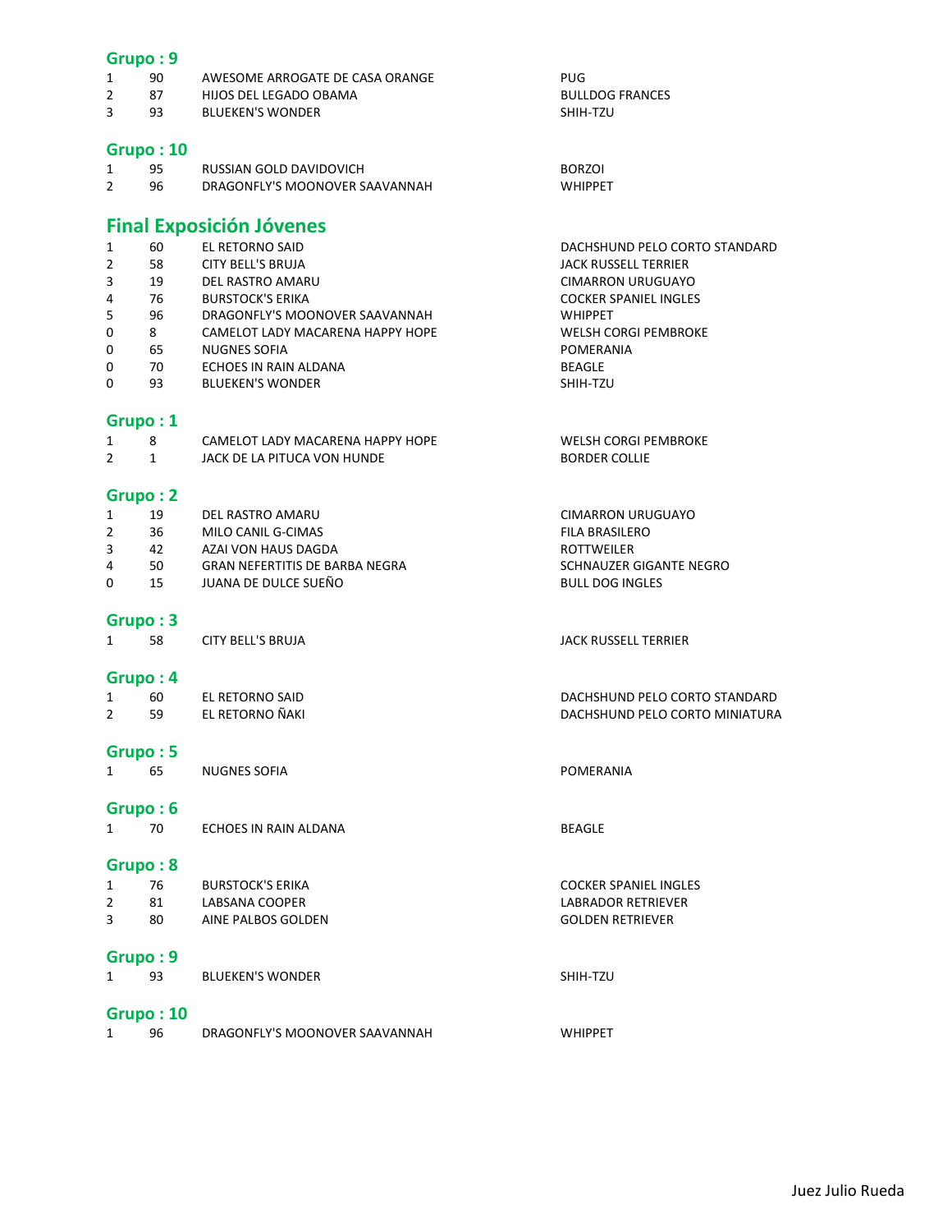## Grupo : 9

| | | | |
|---|---|---|---|
| 1 | 90 | AWESOME ARROGATE DE CASA ORANGE | PUG |
| 2 | 87 | HIJOS DEL LEGADO OBAMA | BULLDOG FRANCES |
| 3 | 93 | BLUEKEN'S WONDER | SHIH-TZU |

## Grupo : 10

| | | | |
|---|---|---|---|
| 1 | 95 | RUSSIAN GOLD DAVIDOVICH | BORZOI |
| 2 | 96 | DRAGONFLY'S MOONOVER SAAVANNAH | WHIPPET |

# Final Exposición Jóvenes

| | | | |
|---|---|---|---|
| 1 | 60 | EL RETORNO SAID | DACHSHUND PELO CORTO STANDARD |
| 2 | 58 | CITY BELL'S BRUJA | JACK RUSSELL TERRIER |
| 3 | 19 | DEL RASTRO AMARU | CIMARRON URUGUAYO |
| 4 | 76 | BURSTOCK'S ERIKA | COCKER SPANIEL INGLES |
| 5 | 96 | DRAGONFLY'S MOONOVER SAAVANNAH | WHIPPET |
| 0 | 8 | CAMELOT LADY MACARENA HAPPY HOPE | WELSH CORGI PEMBROKE |
| 0 | 65 | NUGNES SOFIA | POMERANIA |
| 0 | 70 | ECHOES IN RAIN ALDANA | BEAGLE |
| 0 | 93 | BLUEKEN'S WONDER | SHIH-TZU |

## Grupo : 1

| | | | |
|---|---|---|---|
| 1 | 8 | CAMELOT LADY MACARENA HAPPY HOPE | WELSH CORGI PEMBROKE |
| 2 | 1 | JACK DE LA PITUCA VON HUNDE | BORDER COLLIE |

## Grupo : 2

| | | | |
|---|---|---|---|
| 1 | 19 | DEL RASTRO AMARU | CIMARRON URUGUAYO |
| 2 | 36 | MILO CANIL G-CIMAS | FILA BRASILERO |
| 3 | 42 | AZAI VON HAUS DAGDA | ROTTWEILER |
| 4 | 50 | GRAN NEFERTITIS DE BARBA NEGRA | SCHNAUZER GIGANTE NEGRO |
| 0 | 15 | JUANA DE DULCE SUEÑO | BULL DOG INGLES |

## Grupo : 3

| | | | |
|---|---|---|---|
| 1 | 58 | CITY BELL'S BRUJA | JACK RUSSELL TERRIER |

## Grupo : 4

| | | | |
|---|---|---|---|
| 1 | 60 | EL RETORNO SAID | DACHSHUND PELO CORTO STANDARD |
| 2 | 59 | EL RETORNO ÑAKI | DACHSHUND PELO CORTO MINIATURA |

## Grupo : 5

| | | | |
|---|---|---|---|
| 1 | 65 | NUGNES SOFIA | POMERANIA |

## Grupo : 6

| | | | |
|---|---|---|---|
| 1 | 70 | ECHOES IN RAIN ALDANA | BEAGLE |

## Grupo : 8

| | | | |
|---|---|---|---|
| 1 | 76 | BURSTOCK'S ERIKA | COCKER SPANIEL INGLES |
| 2 | 81 | LABSANA COOPER | LABRADOR RETRIEVER |
| 3 | 80 | AINE PALBOS GOLDEN | GOLDEN RETRIEVER |

## Grupo : 9

| | | | |
|---|---|---|---|
| 1 | 93 | BLUEKEN'S WONDER | SHIH-TZU |

## Grupo : 10

| | | | |
|---|---|---|---|
| 1 | 96 | DRAGONFLY'S MOONOVER SAAVANNAH | WHIPPET |

Juez Julio Rueda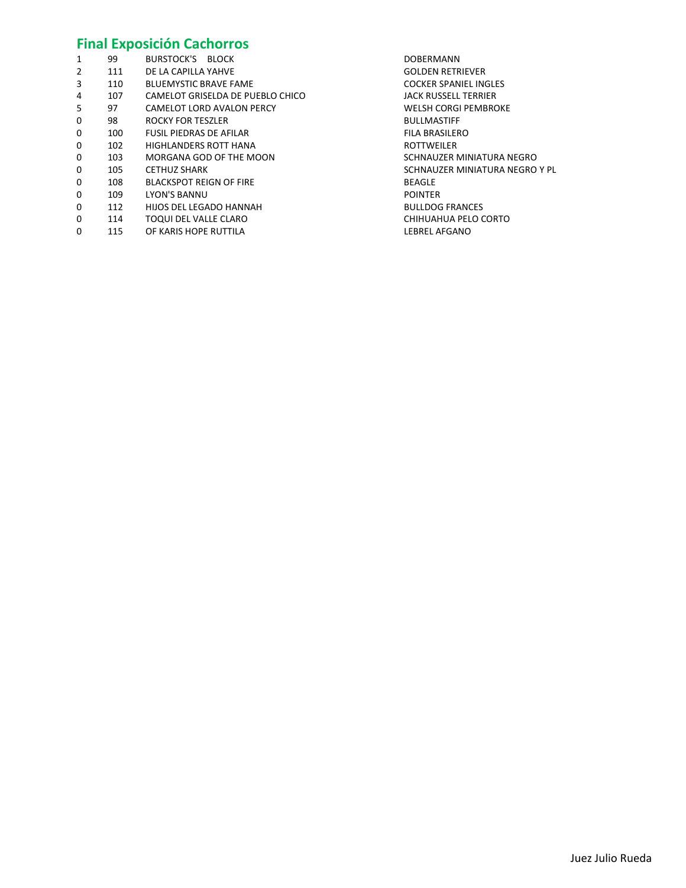## Final Exposición Cachorros

| | | | |
|---|---|---|---|
| 1 | 99 | BURSTOCK'S BLOCK | DOBERMANN |
| 2 | 111 | DE LA CAPILLA YAHVE | GOLDEN RETRIEVER |
| 3 | 110 | BLUEMYSTIC BRAVE FAME | COCKER SPANIEL INGLES |
| 4 | 107 | CAMELOT GRISELDA DE PUEBLO CHICO | JACK RUSSELL TERRIER |
| 5 | 97 | CAMELOT LORD AVALON PERCY | WELSH CORGI PEMBROKE |
| 0 | 98 | ROCKY FOR TESZLER | BULLMASTIFF |
| 0 | 100 | FUSIL PIEDRAS DE AFILAR | FILA BRASILERO |
| 0 | 102 | HIGHLANDERS ROTT HANA | ROTTWEILER |
| 0 | 103 | MORGANA GOD OF THE MOON | SCHNAUZER MINIATURA NEGRO |
| 0 | 105 | CETHUZ SHARK | SCHNAUZER MINIATURA NEGRO Y PL |
| 0 | 108 | BLACKSPOT REIGN OF FIRE | BEAGLE |
| 0 | 109 | LYON'S BANNU | POINTER |
| 0 | 112 | HIJOS DEL LEGADO HANNAH | BULLDOG FRANCES |
| 0 | 114 | TOQUI DEL VALLE CLARO | CHIHUAHUA PELO CORTO |
| 0 | 115 | OF KARIS HOPE RUTTILA | LEBREL AFGANO |

Juez Julio Rueda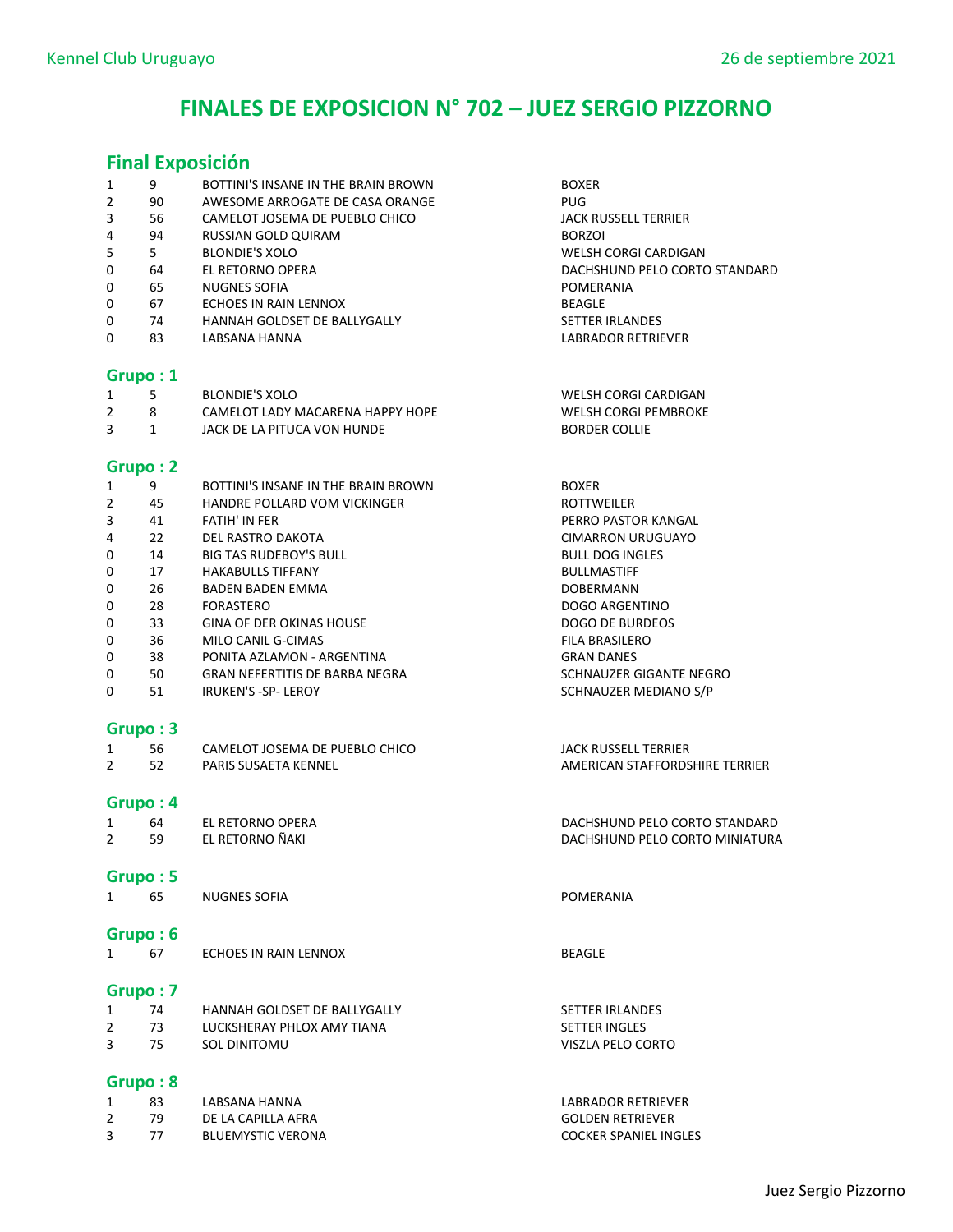Kennel Club Uruguayo

26 de septiembre 2021

# FINALES DE EXPOSICION N° 702 – JUEZ SERGIO PIZZORNO

## Final Exposición

| | | | |
|---|---|---|---|
| 1 | 9 | BOTTINI'S INSANE IN THE BRAIN BROWN | BOXER |
| 2 | 90 | AWESOME ARROGATE DE CASA ORANGE | PUG |
| 3 | 56 | CAMELOT JOSEMA DE PUEBLO CHICO | JACK RUSSELL TERRIER |
| 4 | 94 | RUSSIAN GOLD QUIRAM | BORZOI |
| 5 | 5 | BLONDIE'S XOLO | WELSH CORGI CARDIGAN |
| 0 | 64 | EL RETORNO OPERA | DACHSHUND PELO CORTO STANDARD |
| 0 | 65 | NUGNES SOFIA | POMERANIA |
| 0 | 67 | ECHOES IN RAIN LENNOX | BEAGLE |
| 0 | 74 | HANNAH GOLDSET DE BALLYGALLY | SETTER IRLANDES |
| 0 | 83 | LABSANA HANNA | LABRADOR RETRIEVER |

## Grupo : 1

| | | | |
|---|---|---|---|
| 1 | 5 | BLONDIE'S XOLO | WELSH CORGI CARDIGAN |
| 2 | 8 | CAMELOT LADY MACARENA HAPPY HOPE | WELSH CORGI PEMBROKE |
| 3 | 1 | JACK DE LA PITUCA VON HUNDE | BORDER COLLIE |

## Grupo : 2

| | | | |
|---|---|---|---|
| 1 | 9 | BOTTINI'S INSANE IN THE BRAIN BROWN | BOXER |
| 2 | 45 | HANDRE POLLARD VOM VICKINGER | ROTTWEILER |
| 3 | 41 | FATIH' IN FER | PERRO PASTOR KANGAL |
| 4 | 22 | DEL RASTRO DAKOTA | CIMARRON URUGUAYO |
| 0 | 14 | BIG TAS RUDEBOY'S BULL | BULL DOG INGLES |
| 0 | 17 | HAKABULLS TIFFANY | BULLMASTIFF |
| 0 | 26 | BADEN BADEN EMMA | DOBERMANN |
| 0 | 28 | FORASTERO | DOGO ARGENTINO |
| 0 | 33 | GINA OF DER OKINAS HOUSE | DOGO DE BURDEOS |
| 0 | 36 | MILO CANIL G-CIMAS | FILA BRASILERO |
| 0 | 38 | PONITA AZLAMON - ARGENTINA | GRAN DANES |
| 0 | 50 | GRAN NEFERTITIS DE BARBA NEGRA | SCHNAUZER GIGANTE NEGRO |
| 0 | 51 | IRUKEN'S -SP- LEROY | SCHNAUZER MEDIANO S/P |

## Grupo : 3

| | | | |
|---|---|---|---|
| 1 | 56 | CAMELOT JOSEMA DE PUEBLO CHICO | JACK RUSSELL TERRIER |
| 2 | 52 | PARIS SUSAETA KENNEL | AMERICAN STAFFORDSHIRE TERRIER |

## Grupo : 4

| | | | |
|---|---|---|---|
| 1 | 64 | EL RETORNO OPERA | DACHSHUND PELO CORTO STANDARD |
| 2 | 59 | EL RETORNO ÑAKI | DACHSHUND PELO CORTO MINIATURA |

## Grupo : 5

| | | | |
|---|---|---|---|
| 1 | 65 | NUGNES SOFIA | POMERANIA |

## Grupo : 6

| | | | |
|---|---|---|---|
| 1 | 67 | ECHOES IN RAIN LENNOX | BEAGLE |

## Grupo : 7

| | | | |
|---|---|---|---|
| 1 | 74 | HANNAH GOLDSET DE BALLYGALLY | SETTER IRLANDES |
| 2 | 73 | LUCKSHERAY PHLOX AMY TIANA | SETTER INGLES |
| 3 | 75 | SOL DINITOMU | VISZLA PELO CORTO |

## Grupo : 8

| | | | |
|---|---|---|---|
| 1 | 83 | LABSANA HANNA | LABRADOR RETRIEVER |
| 2 | 79 | DE LA CAPILLA AFRA | GOLDEN RETRIEVER |
| 3 | 77 | BLUEMYSTIC VERONA | COCKER SPANIEL INGLES |

Juez Sergio Pizzorno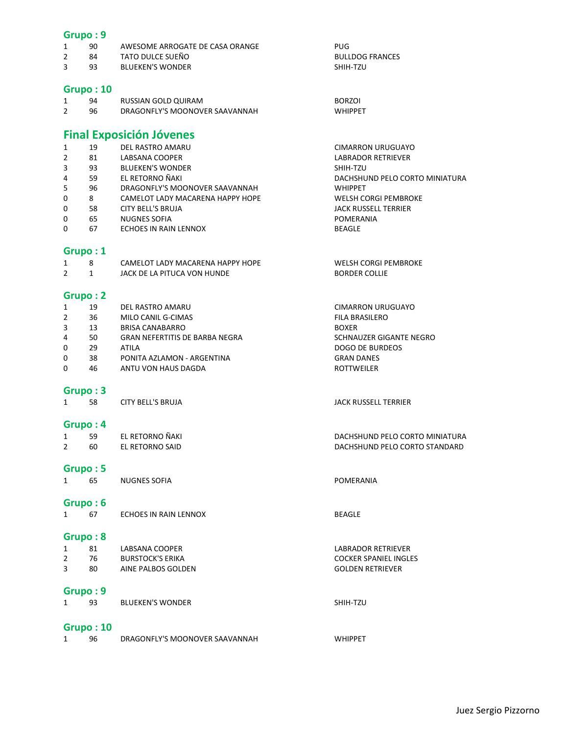## Grupo : 9

| | | | |
|---|---|---|---|
| 1 | 90 | AWESOME ARROGATE DE CASA ORANGE | PUG |
| 2 | 84 | TATO DULCE SUEÑO | BULLDOG FRANCES |
| 3 | 93 | BLUEKEN'S WONDER | SHIH-TZU |

## Grupo : 10

| | | | |
|---|---|---|---|
| 1 | 94 | RUSSIAN GOLD QUIRAM | BORZOI |
| 2 | 96 | DRAGONFLY'S MOONOVER SAAVANNAH | WHIPPET |

## Final Exposición Jóvenes

| | | | |
|---|---|---|---|
| 1 | 19 | DEL RASTRO AMARU | CIMARRON URUGUAYO |
| 2 | 81 | LABSANA COOPER | LABRADOR RETRIEVER |
| 3 | 93 | BLUEKEN'S WONDER | SHIH-TZU |
| 4 | 59 | EL RETORNO ÑAKI | DACHSHUND PELO CORTO MINIATURA |
| 5 | 96 | DRAGONFLY'S MOONOVER SAAVANNAH | WHIPPET |
| 0 | 8 | CAMELOT LADY MACARENA HAPPY HOPE | WELSH CORGI PEMBROKE |
| 0 | 58 | CITY BELL'S BRUJA | JACK RUSSELL TERRIER |
| 0 | 65 | NUGNES SOFIA | POMERANIA |
| 0 | 67 | ECHOES IN RAIN LENNOX | BEAGLE |

## Grupo : 1

| | | | |
|---|---|---|---|
| 1 | 8 | CAMELOT LADY MACARENA HAPPY HOPE | WELSH CORGI PEMBROKE |
| 2 | 1 | JACK DE LA PITUCA VON HUNDE | BORDER COLLIE |

## Grupo : 2

| | | | |
|---|---|---|---|
| 1 | 19 | DEL RASTRO AMARU | CIMARRON URUGUAYO |
| 2 | 36 | MILO CANIL G-CIMAS | FILA BRASILERO |
| 3 | 13 | BRISA CANABARRO | BOXER |
| 4 | 50 | GRAN NEFERTITIS DE BARBA NEGRA | SCHNAUZER GIGANTE NEGRO |
| 0 | 29 | ATILA | DOGO DE BURDEOS |
| 0 | 38 | PONITA AZLAMON - ARGENTINA | GRAN DANES |
| 0 | 46 | ANTU VON HAUS DAGDA | ROTTWEILER |

## Grupo : 3

| | | | |
|---|---|---|---|
| 1 | 58 | CITY BELL'S BRUJA | JACK RUSSELL TERRIER |

## Grupo : 4

| | | | |
|---|---|---|---|
| 1 | 59 | EL RETORNO ÑAKI | DACHSHUND PELO CORTO MINIATURA |
| 2 | 60 | EL RETORNO SAID | DACHSHUND PELO CORTO STANDARD |

## Grupo : 5

| | | | |
|---|---|---|---|
| 1 | 65 | NUGNES SOFIA | POMERANIA |

## Grupo : 6

| | | | |
|---|---|---|---|
| 1 | 67 | ECHOES IN RAIN LENNOX | BEAGLE |

## Grupo : 8

| | | | |
|---|---|---|---|
| 1 | 81 | LABSANA COOPER | LABRADOR RETRIEVER |
| 2 | 76 | BURSTOCK'S ERIKA | COCKER SPANIEL INGLES |
| 3 | 80 | AINE PALBOS GOLDEN | GOLDEN RETRIEVER |

## Grupo : 9

| | | | |
|---|---|---|---|
| 1 | 93 | BLUEKEN'S WONDER | SHIH-TZU |

## Grupo : 10

| | | | |
|---|---|---|---|
| 1 | 96 | DRAGONFLY'S MOONOVER SAAVANNAH | WHIPPET |

Juez Sergio Pizzorno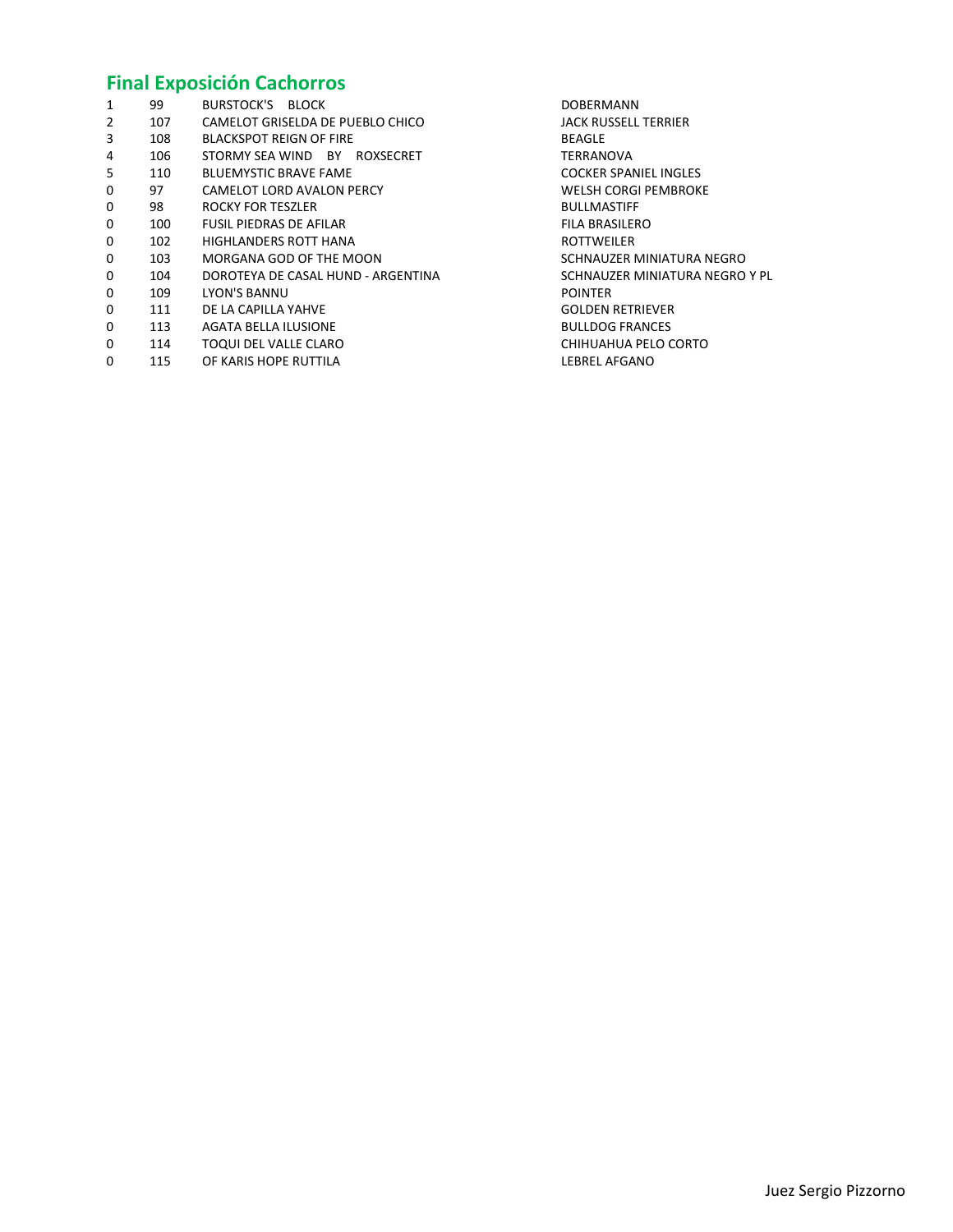## Final Exposición Cachorros

| | | | |
|---|---|---|---|
| 1 | 99 | BURSTOCK'S BLOCK | DOBERMANN |
| 2 | 107 | CAMELOT GRISELDA DE PUEBLO CHICO | JACK RUSSELL TERRIER |
| 3 | 108 | BLACKSPOT REIGN OF FIRE | BEAGLE |
| 4 | 106 | STORMY SEA WIND BY ROXSECRET | TERRANOVA |
| 5 | 110 | BLUEMYSTIC BRAVE FAME | COCKER SPANIEL INGLES |
| 0 | 97 | CAMELOT LORD AVALON PERCY | WELSH CORGI PEMBROKE |
| 0 | 98 | ROCKY FOR TESZLER | BULLMASTIFF |
| 0 | 100 | FUSIL PIEDRAS DE AFILAR | FILA BRASILERO |
| 0 | 102 | HIGHLANDERS ROTT HANA | ROTTWEILER |
| 0 | 103 | MORGANA GOD OF THE MOON | SCHNAUZER MINIATURA NEGRO |
| 0 | 104 | DOROTEYA DE CASAL HUND - ARGENTINA | SCHNAUZER MINIATURA NEGRO Y PL |
| 0 | 109 | LYON'S BANNU | POINTER |
| 0 | 111 | DE LA CAPILLA YAHVE | GOLDEN RETRIEVER |
| 0 | 113 | AGATA BELLA ILUSIONE | BULLDOG FRANCES |
| 0 | 114 | TOQUI DEL VALLE CLARO | CHIHUAHUA PELO CORTO |
| 0 | 115 | OF KARIS HOPE RUTTILA | LEBREL AFGANO |

Juez Sergio Pizzorno